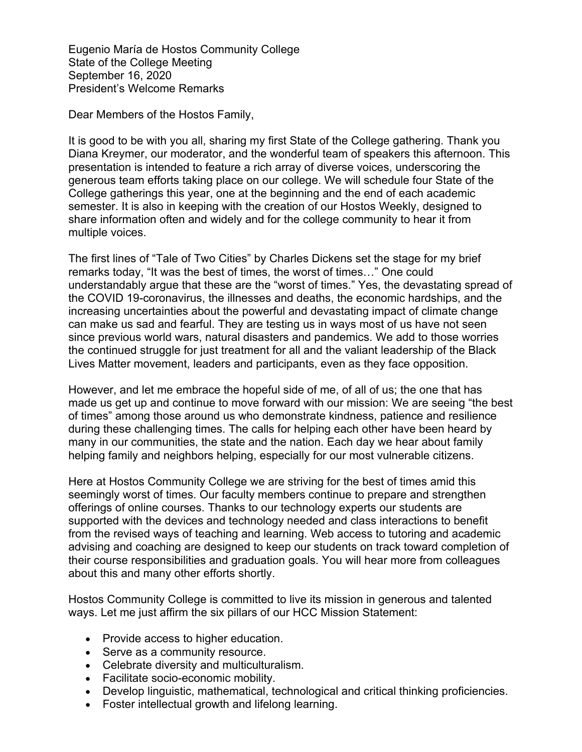Eugenio María de Hostos Community College
State of the College Meeting
September 16, 2020
President's Welcome Remarks

Dear Members of the Hostos Family,

It is good to be with you all, sharing my first State of the College gathering. Thank you Diana Kreymer, our moderator, and the wonderful team of speakers this afternoon. This presentation is intended to feature a rich array of diverse voices, underscoring the generous team efforts taking place on our college. We will schedule four State of the College gatherings this year, one at the beginning and the end of each academic semester. It is also in keeping with the creation of our Hostos Weekly, designed to share information often and widely and for the college community to hear it from multiple voices.

The first lines of "Tale of Two Cities" by Charles Dickens set the stage for my brief remarks today, "It was the best of times, the worst of times…" One could understandably argue that these are the "worst of times." Yes, the devastating spread of the COVID 19-coronavirus, the illnesses and deaths, the economic hardships, and the increasing uncertainties about the powerful and devastating impact of climate change can make us sad and fearful. They are testing us in ways most of us have not seen since previous world wars, natural disasters and pandemics. We add to those worries the continued struggle for just treatment for all and the valiant leadership of the Black Lives Matter movement, leaders and participants, even as they face opposition.

However, and let me embrace the hopeful side of me, of all of us; the one that has made us get up and continue to move forward with our mission: We are seeing "the best of times" among those around us who demonstrate kindness, patience and resilience during these challenging times. The calls for helping each other have been heard by many in our communities, the state and the nation. Each day we hear about family helping family and neighbors helping, especially for our most vulnerable citizens.

Here at Hostos Community College we are striving for the best of times amid this seemingly worst of times. Our faculty members continue to prepare and strengthen offerings of online courses. Thanks to our technology experts our students are supported with the devices and technology needed and class interactions to benefit from the revised ways of teaching and learning. Web access to tutoring and academic advising and coaching are designed to keep our students on track toward completion of their course responsibilities and graduation goals. You will hear more from colleagues about this and many other efforts shortly.

Hostos Community College is committed to live its mission in generous and talented ways. Let me just affirm the six pillars of our HCC Mission Statement:

- Provide access to higher education.
- Serve as a community resource.
- Celebrate diversity and multiculturalism.
- Facilitate socio-economic mobility.
- Develop linguistic, mathematical, technological and critical thinking proficiencies.
- Foster intellectual growth and lifelong learning.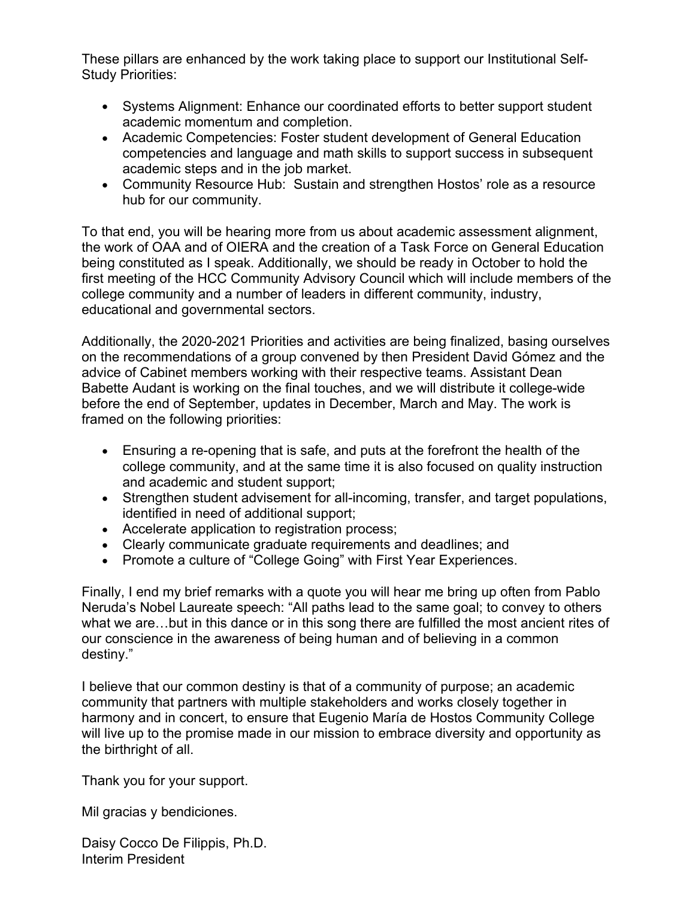These pillars are enhanced by the work taking place to support our Institutional Self-Study Priorities:

- Systems Alignment: Enhance our coordinated efforts to better support student academic momentum and completion.
- Academic Competencies: Foster student development of General Education competencies and language and math skills to support success in subsequent academic steps and in the job market.
- Community Resource Hub: Sustain and strengthen Hostos' role as a resource hub for our community.

To that end, you will be hearing more from us about academic assessment alignment, the work of OAA and of OIERA and the creation of a Task Force on General Education being constituted as I speak. Additionally, we should be ready in October to hold the first meeting of the HCC Community Advisory Council which will include members of the college community and a number of leaders in different community, industry, educational and governmental sectors.

Additionally, the 2020-2021 Priorities and activities are being finalized, basing ourselves on the recommendations of a group convened by then President David Gómez and the advice of Cabinet members working with their respective teams. Assistant Dean Babette Audant is working on the final touches, and we will distribute it college-wide before the end of September, updates in December, March and May. The work is framed on the following priorities:

- Ensuring a re-opening that is safe, and puts at the forefront the health of the college community, and at the same time it is also focused on quality instruction and academic and student support;
- Strengthen student advisement for all-incoming, transfer, and target populations, identified in need of additional support;
- Accelerate application to registration process;
- Clearly communicate graduate requirements and deadlines; and
- Promote a culture of "College Going" with First Year Experiences.

Finally, I end my brief remarks with a quote you will hear me bring up often from Pablo Neruda's Nobel Laureate speech: "All paths lead to the same goal; to convey to others what we are…but in this dance or in this song there are fulfilled the most ancient rites of our conscience in the awareness of being human and of believing in a common destiny."

I believe that our common destiny is that of a community of purpose; an academic community that partners with multiple stakeholders and works closely together in harmony and in concert, to ensure that Eugenio María de Hostos Community College will live up to the promise made in our mission to embrace diversity and opportunity as the birthright of all.

Thank you for your support.

Mil gracias y bendiciones.

Daisy Cocco De Filippis, Ph.D.
Interim President